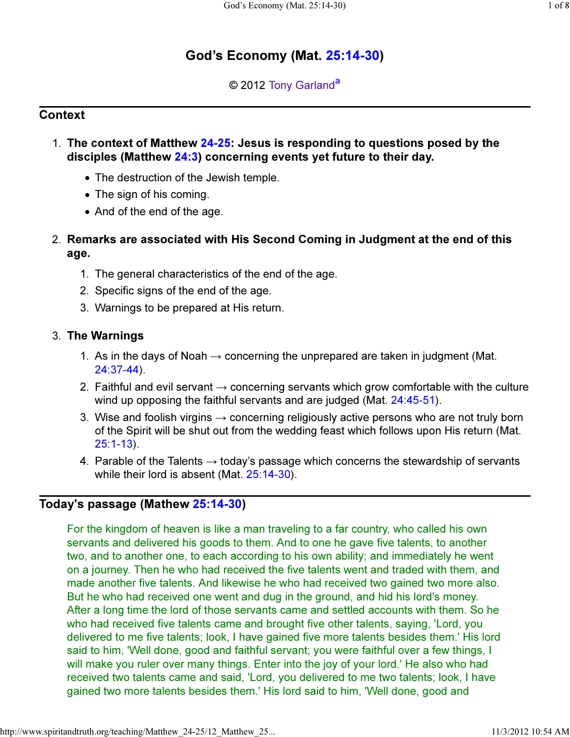# God's Economy (Mat. 25:14-30)

© 2012 Tony Garland[a]

## Context

1. **The context of Matthew 24-25: Jesus is responding to questions posed by the disciples (Matthew 24:3) concerning events yet future to their day.**
   - The destruction of the Jewish temple.
   - The sign of his coming.
   - And of the end of the age.
2. **Remarks are associated with His Second Coming in Judgment at the end of this age.**
   1. The general characteristics of the end of the age.
   2. Specific signs of the end of the age.
   3. Warnings to be prepared at His return.
3. **The Warnings**
   1. As in the days of Noah → concerning the unprepared are taken in judgment (Mat. 24:37-44).
   2. Faithful and evil servant → concerning servants which grow comfortable with the culture wind up opposing the faithful servants and are judged (Mat. 24:45-51).
   3. Wise and foolish virgins → concerning religiously active persons who are not truly born of the Spirit will be shut out from the wedding feast which follows upon His return (Mat. 25:1-13).
   4. Parable of the Talents → today's passage which concerns the stewardship of servants while their lord is absent (Mat. 25:14-30).

## Today's passage (Mathew 25:14-30)

For the kingdom of heaven is like a man traveling to a far country, who called his own servants and delivered his goods to them. And to one he gave five talents, to another two, and to another one, to each according to his own ability; and immediately he went on a journey. Then he who had received the five talents went and traded with them, and made another five talents. And likewise he who had received two gained two more also. But he who had received one went and dug in the ground, and hid his lord's money. After a long time the lord of those servants came and settled accounts with them. So he who had received five talents came and brought five other talents, saying, 'Lord, you delivered to me five talents; look, I have gained five more talents besides them.' His lord said to him, 'Well done, good and faithful servant; you were faithful over a few things, I will make you ruler over many things. Enter into the joy of your lord.' He also who had received two talents came and said, 'Lord, you delivered to me two talents; look, I have gained two more talents besides them.' His lord said to him, 'Well done, good and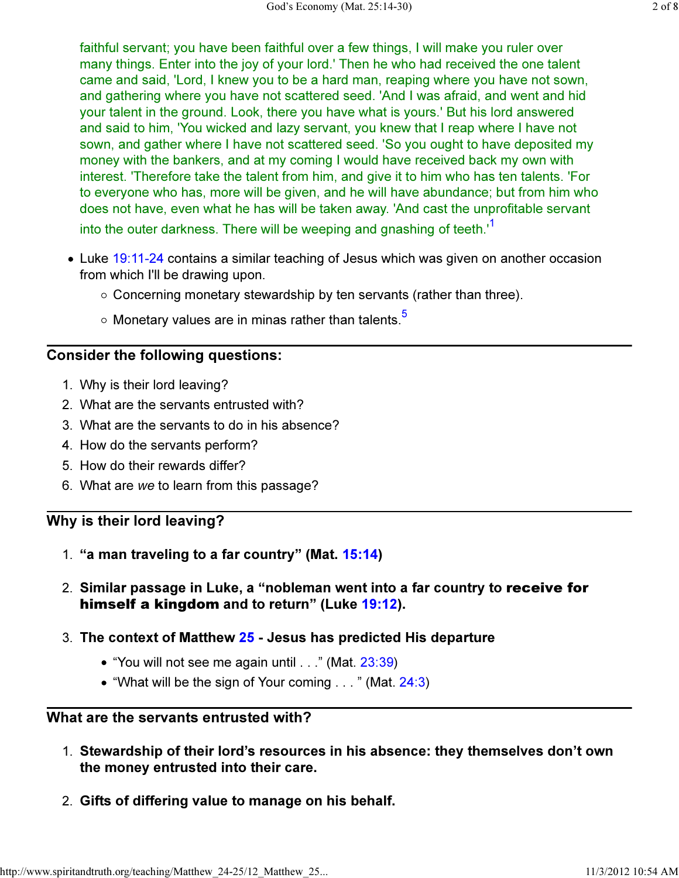faithful servant; you have been faithful over a few things, I will make you ruler over many things. Enter into the joy of your lord.' Then he who had received the one talent came and said, 'Lord, I knew you to be a hard man, reaping where you have not sown, and gathering where you have not scattered seed. 'And I was afraid, and went and hid your talent in the ground. Look, there you have what is yours.' But his lord answered and said to him, 'You wicked and lazy servant, you knew that I reap where I have not sown, and gather where I have not scattered seed. 'So you ought to have deposited my money with the bankers, and at my coming I would have received back my own with interest. 'Therefore take the talent from him, and give it to him who has ten talents. 'For to everyone who has, more will be given, and he will have abundance; but from him who does not have, even what he has will be taken away. 'And cast the unprofitable servant into the outer darkness. There will be weeping and gnashing of teeth.'[1]

- Luke 19:11-24 contains a similar teaching of Jesus which was given on another occasion from which I'll be drawing upon.
  - Concerning monetary stewardship by ten servants (rather than three).
  - Monetary values are in minas rather than talents.[5]

## Consider the following questions:

1. Why is their lord leaving?
2. What are the servants entrusted with?
3. What are the servants to do in his absence?
4. How do the servants perform?
5. How do their rewards differ?
6. What are *we* to learn from this passage?

## Why is their lord leaving?

1. **"a man traveling to a far country" (Mat. 15:14)**
2. **Similar passage in Luke, a "nobleman went into a far country to receive for himself a kingdom and to return" (Luke 19:12).**
3. **The context of Matthew 25 - Jesus has predicted His departure**
   - "You will not see me again until . . ." (Mat. 23:39)
   - "What will be the sign of Your coming . . . " (Mat. 24:3)

## What are the servants entrusted with?

1. **Stewardship of their lord's resources in his absence: they themselves don't own the money entrusted into their care.**
2. **Gifts of differing value to manage on his behalf.**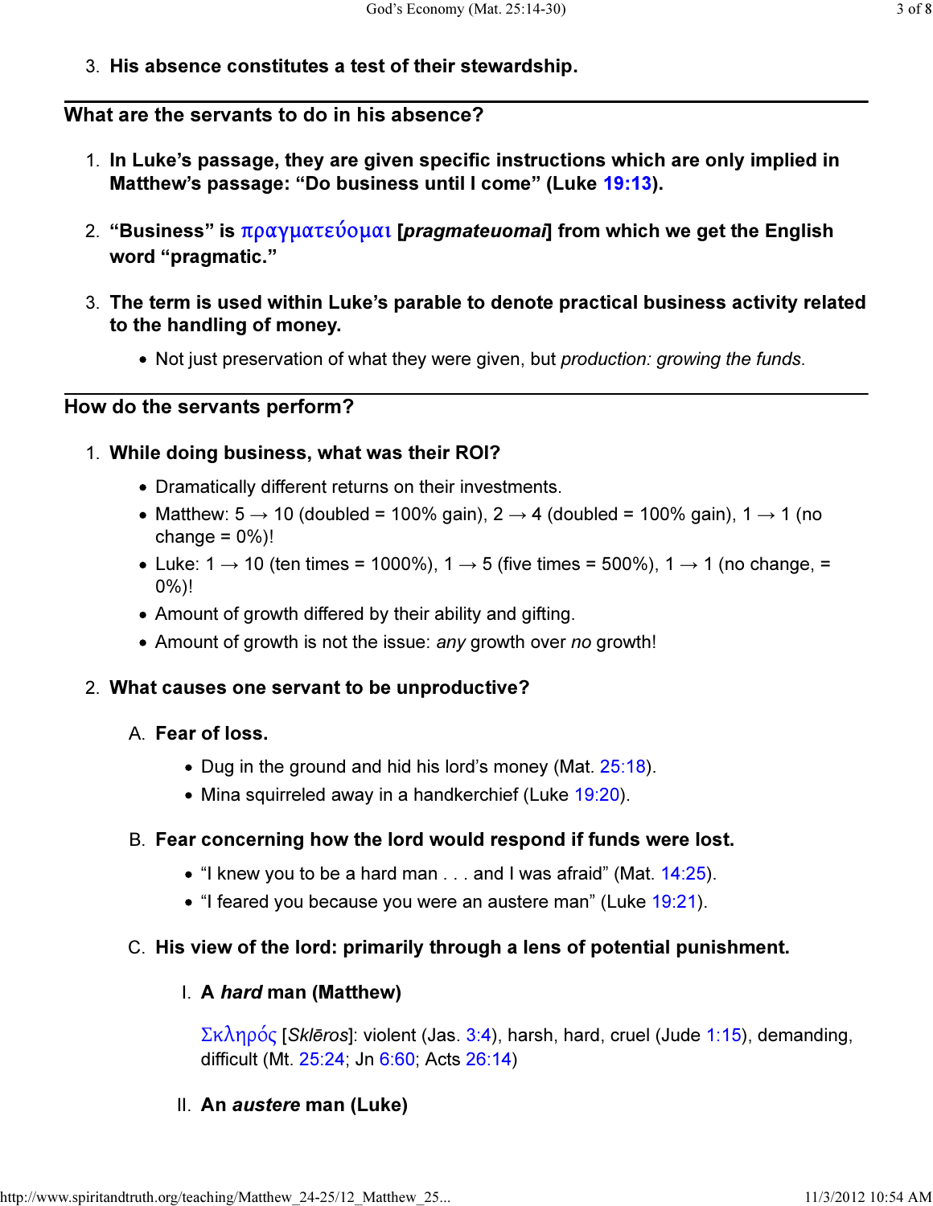3. **His absence constitutes a test of their stewardship.**

---

## What are the servants to do in his absence?

1. **In Luke's passage, they are given specific instructions which are only implied in Matthew's passage: "Do business until I come" (Luke 19:13).**

2. **"Business" is πραγματεύομαι [*pragmateuomai*] from which we get the English word "pragmatic."**

3. **The term is used within Luke's parable to denote practical business activity related to the handling of money.**
   - Not just preservation of what they were given, but *production: growing the funds*.

---

## How do the servants perform?

1. **While doing business, what was their ROI?**
   - Dramatically different returns on their investments.
   - Matthew: 5 → 10 (doubled = 100% gain), 2 → 4 (doubled = 100% gain), 1 → 1 (no change = 0%)!
   - Luke: 1 → 10 (ten times = 1000%), 1 → 5 (five times = 500%), 1 → 1 (no change, = 0%)!
   - Amount of growth differed by their ability and gifting.
   - Amount of growth is not the issue: *any* growth over *no* growth!

2. **What causes one servant to be unproductive?**

   A. **Fear of loss.**
      - Dug in the ground and hid his lord's money (Mat. 25:18).
      - Mina squirreled away in a handkerchief (Luke 19:20).

   B. **Fear concerning how the lord would respond if funds were lost.**
      - "I knew you to be a hard man . . . and I was afraid" (Mat. 14:25).
      - "I feared you because you were an austere man" (Luke 19:21).

   C. **His view of the lord: primarily through a lens of potential punishment.**

      I. **A *hard* man (Matthew)**

      Σκληρός [*Sklēros*]: violent (Jas. 3:4), harsh, hard, cruel (Jude 1:15), demanding, difficult (Mt. 25:24; Jn 6:60; Acts 26:14)

      II. **An *austere* man (Luke)**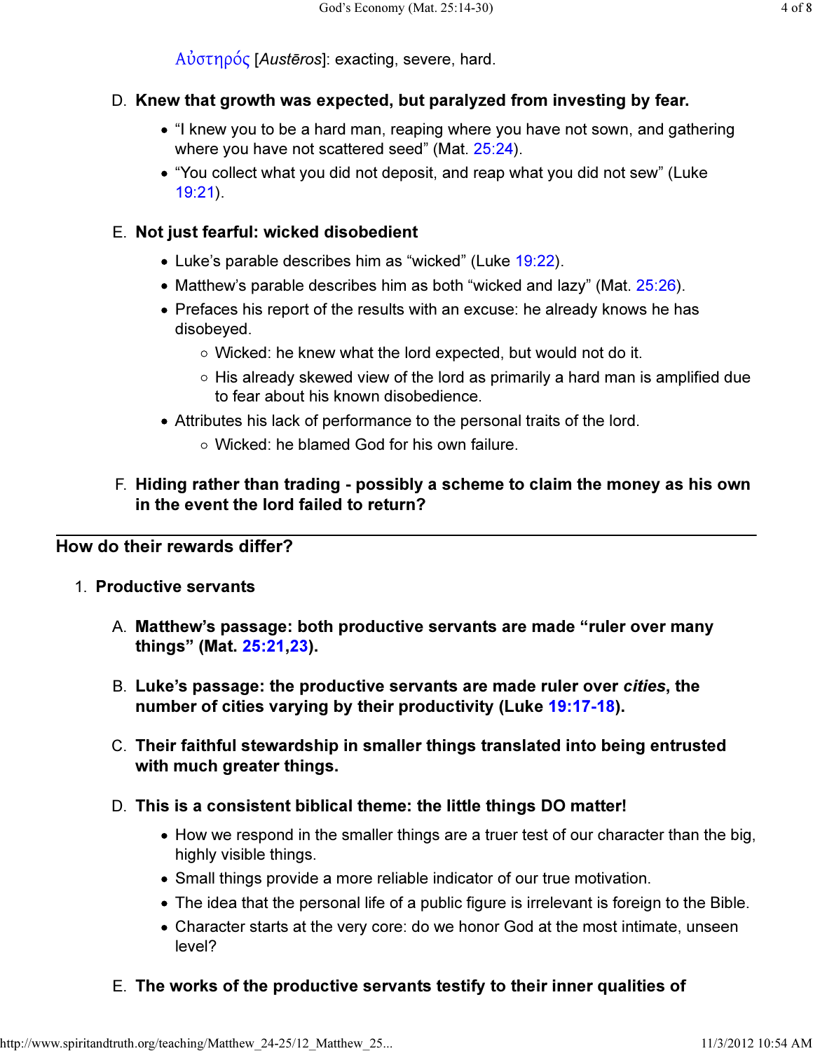Αὐστηρός [*Austēros*]: exacting, severe, hard.

D. **Knew that growth was expected, but paralyzed from investing by fear.**

- "I knew you to be a hard man, reaping where you have not sown, and gathering where you have not scattered seed" (Mat. 25:24).
- "You collect what you did not deposit, and reap what you did not sew" (Luke 19:21).

E. **Not just fearful: wicked disobedient**

- Luke's parable describes him as "wicked" (Luke 19:22).
- Matthew's parable describes him as both "wicked and lazy" (Mat. 25:26).
- Prefaces his report of the results with an excuse: he already knows he has disobeyed.
  - Wicked: he knew what the lord expected, but would not do it.
  - His already skewed view of the lord as primarily a hard man is amplified due to fear about his known disobedience.
- Attributes his lack of performance to the personal traits of the lord.
  - Wicked: he blamed God for his own failure.

F. **Hiding rather than trading - possibly a scheme to claim the money as his own in the event the lord failed to return?**

---

## How do their rewards differ?

1. **Productive servants**

A. **Matthew's passage: both productive servants are made "ruler over many things" (Mat. 25:21,23).**

B. **Luke's passage: the productive servants are made ruler over *cities*, the number of cities varying by their productivity (Luke 19:17-18).**

C. **Their faithful stewardship in smaller things translated into being entrusted with much greater things.**

D. **This is a consistent biblical theme: the little things DO matter!**

- How we respond in the smaller things are a truer test of our character than the big, highly visible things.
- Small things provide a more reliable indicator of our true motivation.
- The idea that the personal life of a public figure is irrelevant is foreign to the Bible.
- Character starts at the very core: do we honor God at the most intimate, unseen level?

E. **The works of the productive servants testify to their inner qualities of**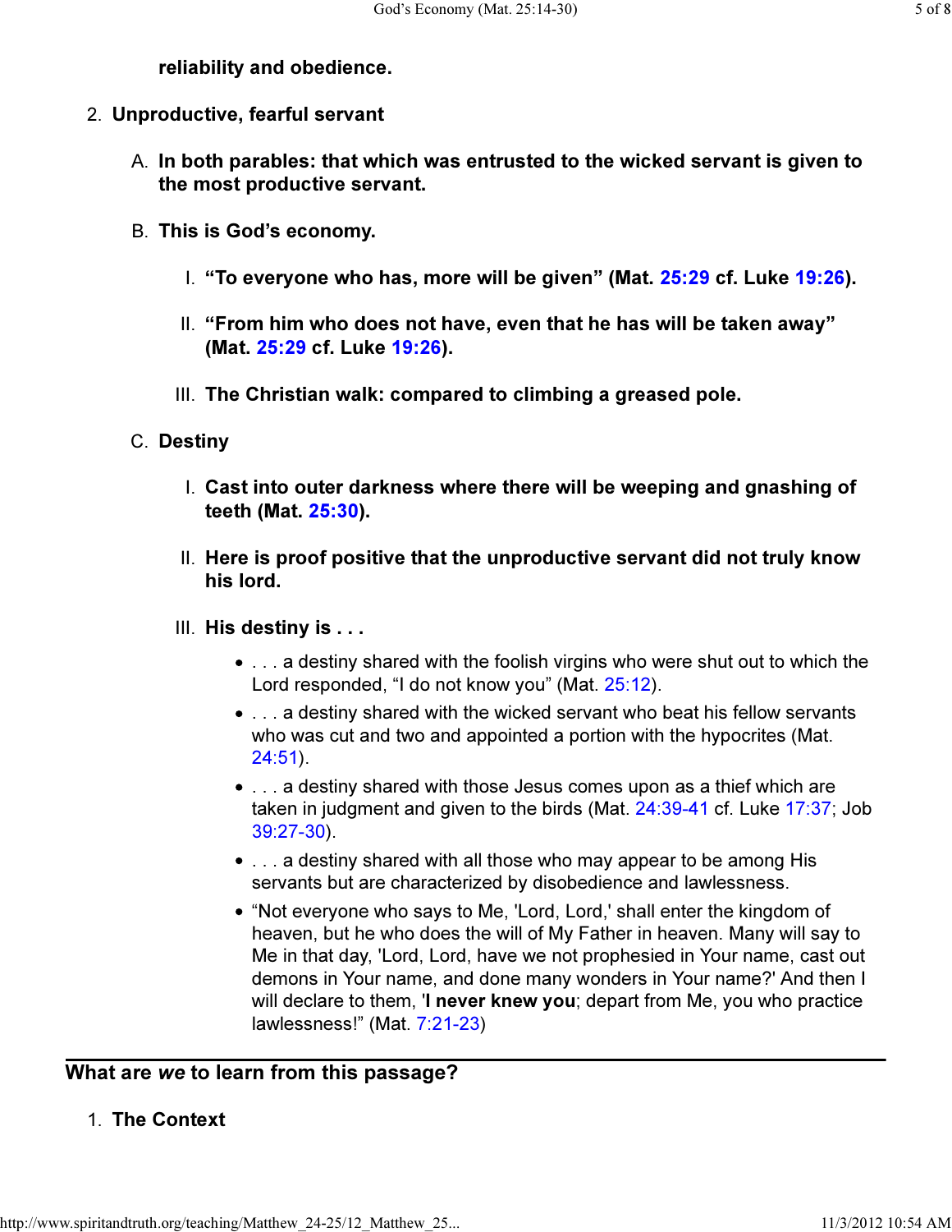**reliability and obedience.**

2. **Unproductive, fearful servant**

   A. **In both parables: that which was entrusted to the wicked servant is given to the most productive servant.**

   B. **This is God's economy.**

      I. **"To everyone who has, more will be given" (Mat. 25:29 cf. Luke 19:26).**

      II. **"From him who does not have, even that he has will be taken away" (Mat. 25:29 cf. Luke 19:26).**

      III. **The Christian walk: compared to climbing a greased pole.**

   C. **Destiny**

      I. **Cast into outer darkness where there will be weeping and gnashing of teeth (Mat. 25:30).**

      II. **Here is proof positive that the unproductive servant did not truly know his lord.**

      III. **His destiny is . . .**

         - . . . a destiny shared with the foolish virgins who were shut out to which the Lord responded, "I do not know you" (Mat. 25:12).
         - . . . a destiny shared with the wicked servant who beat his fellow servants who was cut and two and appointed a portion with the hypocrites (Mat. 24:51).
         - . . . a destiny shared with those Jesus comes upon as a thief which are taken in judgment and given to the birds (Mat. 24:39-41 cf. Luke 17:37; Job 39:27-30).
         - . . . a destiny shared with all those who may appear to be among His servants but are characterized by disobedience and lawlessness.
         - "Not everyone who says to Me, 'Lord, Lord,' shall enter the kingdom of heaven, but he who does the will of My Father in heaven. Many will say to Me in that day, 'Lord, Lord, have we not prophesied in Your name, cast out demons in Your name, and done many wonders in Your name?' And then I will declare to them, '**I never knew you**; depart from Me, you who practice lawlessness!" (Mat. 7:21-23)

---

## What are *we* to learn from this passage?

1. **The Context**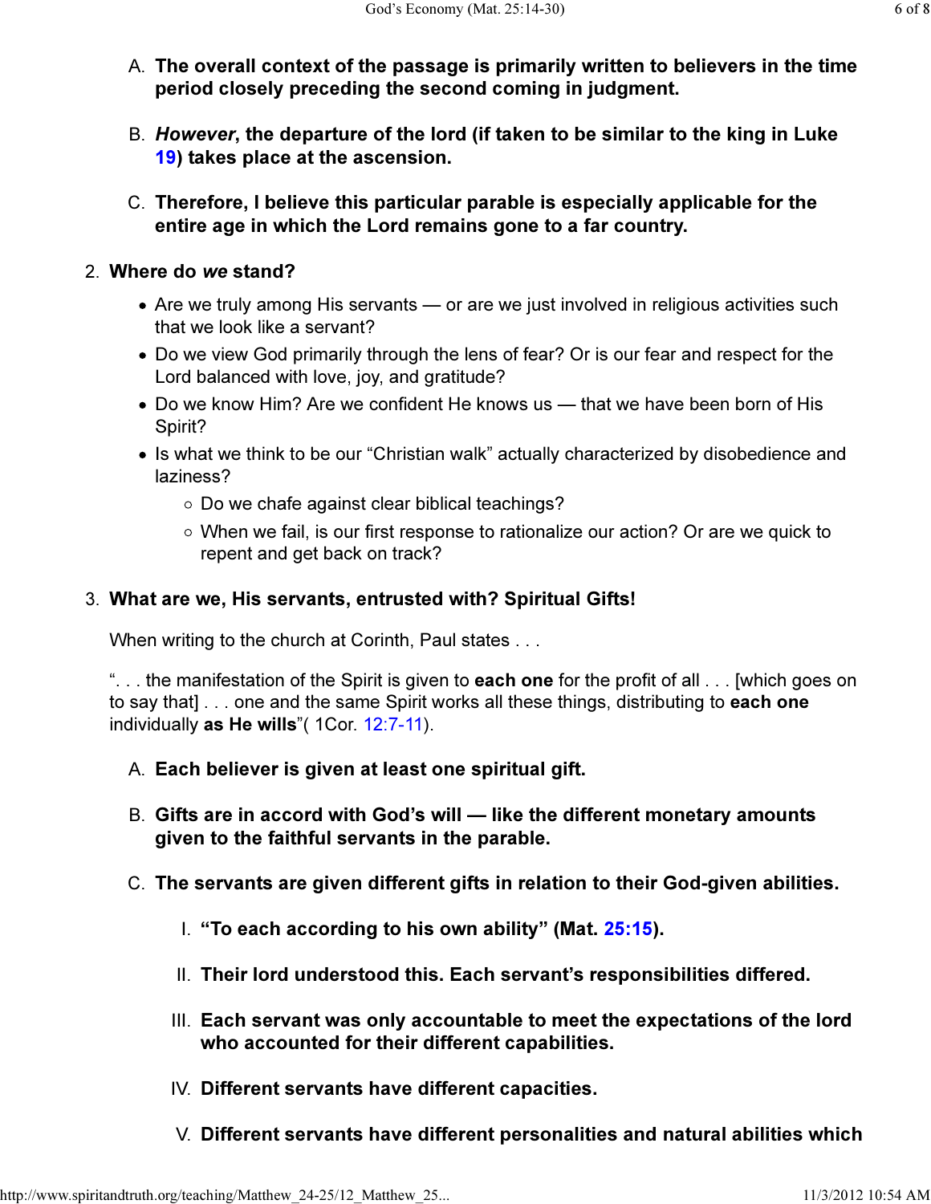A. **The overall context of the passage is primarily written to believers in the time period closely preceding the second coming in judgment.**

B. ***However*, the departure of the lord (if taken to be similar to the king in Luke 19) takes place at the ascension.**

C. **Therefore, I believe this particular parable is especially applicable for the entire age in which the Lord remains gone to a far country.**

2. **Where do *we* stand?**

- Are we truly among His servants — or are we just involved in religious activities such that we look like a servant?
- Do we view God primarily through the lens of fear? Or is our fear and respect for the Lord balanced with love, joy, and gratitude?
- Do we know Him? Are we confident He knows us — that we have been born of His Spirit?
- Is what we think to be our "Christian walk" actually characterized by disobedience and laziness?
  - Do we chafe against clear biblical teachings?
  - When we fail, is our first response to rationalize our action? Or are we quick to repent and get back on track?

3. **What are we, His servants, entrusted with? Spiritual Gifts!**

When writing to the church at Corinth, Paul states . . .

". . . the manifestation of the Spirit is given to **each one** for the profit of all . . . [which goes on to say that] . . . one and the same Spirit works all these things, distributing to **each one** individually **as He wills**"( 1Cor. 12:7-11).

A. **Each believer is given at least one spiritual gift.**

B. **Gifts are in accord with God's will — like the different monetary amounts given to the faithful servants in the parable.**

C. **The servants are given different gifts in relation to their God-given abilities.**

I. **"To each according to his own ability" (Mat. 25:15).**

II. **Their lord understood this. Each servant's responsibilities differed.**

III. **Each servant was only accountable to meet the expectations of the lord who accounted for their different capabilities.**

IV. **Different servants have different capacities.**

V. **Different servants have different personalities and natural abilities which**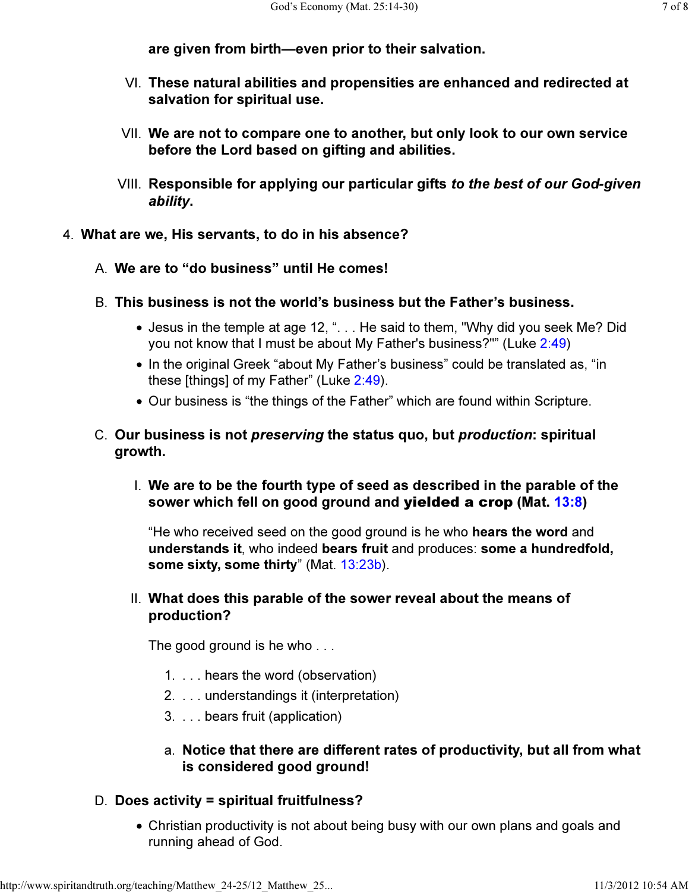**are given from birth—even prior to their salvation.**

VI. **These natural abilities and propensities are enhanced and redirected at salvation for spiritual use.**

VII. **We are not to compare one to another, but only look to our own service before the Lord based on gifting and abilities.**

VIII. **Responsible for applying our particular gifts *to the best of our God-given ability*.**

4. **What are we, His servants, to do in his absence?**

   A. **We are to "do business" until He comes!**

   B. **This business is not the world's business but the Father's business.**

   - Jesus in the temple at age 12, ". . . He said to them, "Why did you seek Me? Did you not know that I must be about My Father's business?"" (Luke 2:49)
   - In the original Greek "about My Father's business" could be translated as, "in these [things] of my Father" (Luke 2:49).
   - Our business is "the things of the Father" which are found within Scripture.

   C. **Our business is not *preserving* the status quo, but *production*: spiritual growth.**

   I. **We are to be the fourth type of seed as described in the parable of the sower which fell on good ground and yielded a crop (Mat. 13:8)**

   "He who received seed on the good ground is he who **hears the word** and **understands it**, who indeed **bears fruit** and produces: **some a hundredfold, some sixty, some thirty**" (Mat. 13:23b).

   II. **What does this parable of the sower reveal about the means of production?**

   The good ground is he who . . .

   1. . . . hears the word (observation)
   2. . . . understandings it (interpretation)
   3. . . . bears fruit (application)

   a. **Notice that there are different rates of productivity, but all from what is considered good ground!**

   D. **Does activity = spiritual fruitfulness?**

   - Christian productivity is not about being busy with our own plans and goals and running ahead of God.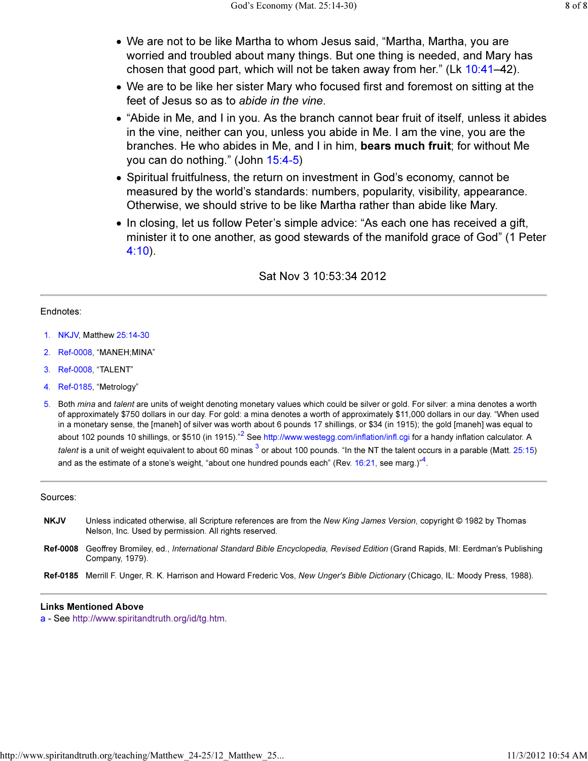- We are not to be like Martha to whom Jesus said, “Martha, Martha, you are worried and troubled about many things. But one thing is needed, and Mary has chosen that good part, which will not be taken away from her.” (Lk 10:41–42).
- We are to be like her sister Mary who focused first and foremost on sitting at the feet of Jesus so as to *abide in the vine*.
- “Abide in Me, and I in you. As the branch cannot bear fruit of itself, unless it abides in the vine, neither can you, unless you abide in Me. I am the vine, you are the branches. He who abides in Me, and I in him, **bears much fruit**; for without Me you can do nothing.” (John 15:4-5)
- Spiritual fruitfulness, the return on investment in God’s economy, cannot be measured by the world’s standards: numbers, popularity, visibility, appearance. Otherwise, we should strive to be like Martha rather than abide like Mary.
- In closing, let us follow Peter’s simple advice: “As each one has received a gift, minister it to one another, as good stewards of the manifold grace of God” (1 Peter 4:10).

Sat Nov 3 10:53:34 2012

---

Endnotes:

1. NKJV, Matthew 25:14-30
2. Ref-0008, “MANEH;MINA”
3. Ref-0008, “TALENT”
4. Ref-0185, “Metrology”
5. Both *mina* and *talent* are units of weight denoting monetary values which could be silver or gold. For silver: a mina denotes a worth of approximately $750 dollars in our day. For gold: a mina denotes a worth of approximately $11,000 dollars in our day. “When used in a monetary sense, the [maneh] of silver was worth about 6 pounds 17 shillings, or $34 (in 1915); the gold [maneh] was equal to about 102 pounds 10 shillings, or $510 (in 1915).”[2] See http://www.westegg.com/inflation/infl.cgi for a handy inflation calculator. A *talent* is a unit of weight equivalent to about 60 minas [3] or about 100 pounds. “In the NT the talent occurs in a parable (Matt. 25:15) and as the estimate of a stone’s weight, “about one hundred pounds each” (Rev. 16:21, see marg.)”[4].

---

Sources:

**NKJV** Unless indicated otherwise, all Scripture references are from the *New King James Version*, copyright © 1982 by Thomas Nelson, Inc. Used by permission. All rights reserved.

**Ref-0008** Geoffrey Bromiley, ed., *International Standard Bible Encyclopedia, Revised Edition* (Grand Rapids, MI: Eerdman's Publishing Company, 1979).

**Ref-0185** Merrill F. Unger, R. K. Harrison and Howard Frederic Vos, *New Unger's Bible Dictionary* (Chicago, IL: Moody Press, 1988).

---

**Links Mentioned Above**

a - See http://www.spiritandtruth.org/id/tg.htm.